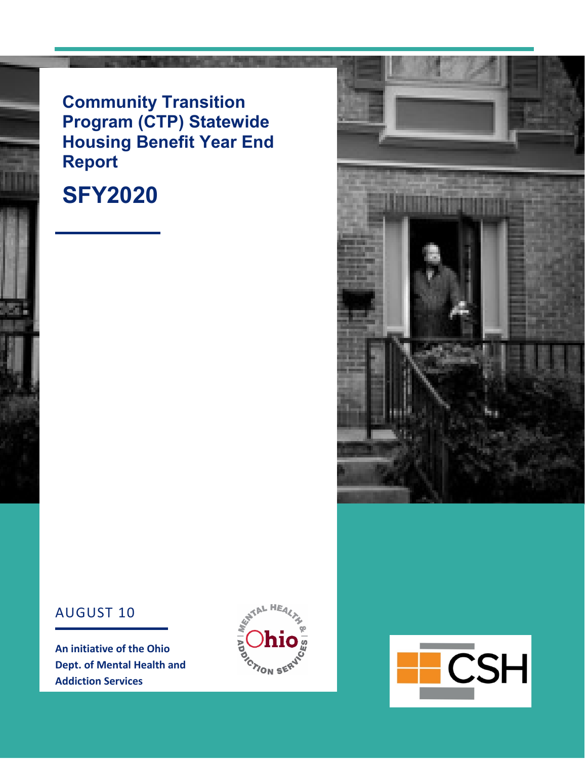# Community Transition Program (CTP) Statewide Housing Benefit Year End Report

## SFY2020

AUGUST 10

**An initiative of the Ohio Dept. of Mental Health and Addiction Services**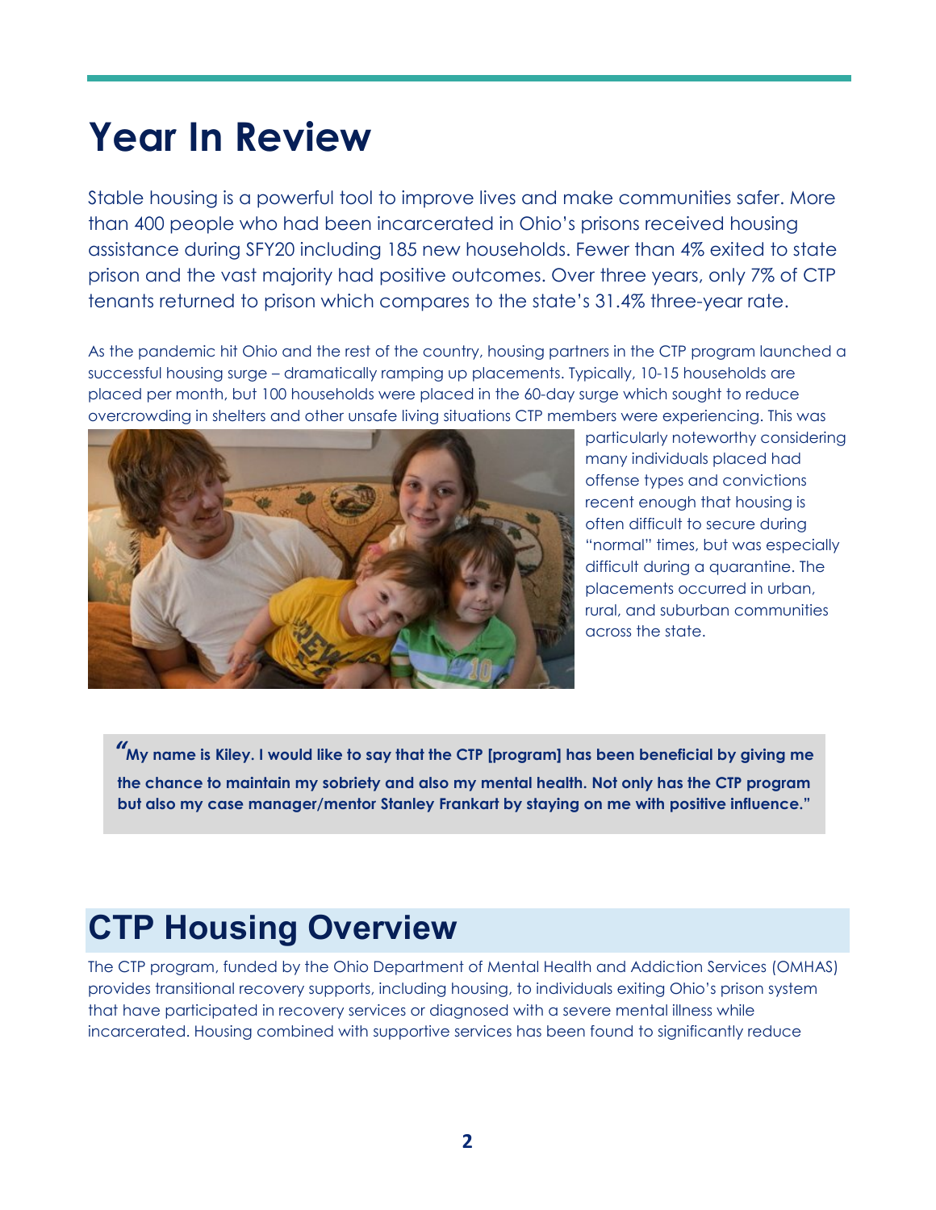# Year In Review

Stable housing is a powerful tool to improve lives and make communities safer. More than 400 people who had been incarcerated in Ohio's prisons received housing assistance during SFY20 including 185 new households. Fewer than 4% exited to state prison and the vast majority had positive outcomes. Over three years, only 7% of CTP tenants returned to prison which compares to the state's 31.4% three-year rate.

As the pandemic hit Ohio and the rest of the country, housing partners in the CTP program launched a successful housing surge – dramatically ramping up placements. Typically, 10-15 households are placed per month, but 100 households were placed in the 60-day surge which sought to reduce overcrowding in shelters and other unsafe living situations CTP members were experiencing. This was particularly noteworthy considering many individuals placed had offense types and convictions recent enough that housing is often difficult to secure during "normal" times, but was especially difficult during a quarantine. The placements occurred in urban, rural, and suburban communities across the state.

> **"My name is Kiley. I would like to say that the CTP [program] has been beneficial by giving me the chance to maintain my sobriety and also my mental health. Not only has the CTP program but also my case manager/mentor Stanley Frankart by staying on me with positive influence."**

## CTP Housing Overview

The CTP program, funded by the Ohio Department of Mental Health and Addiction Services (OMHAS) provides transitional recovery supports, including housing, to individuals exiting Ohio's prison system that have participated in recovery services or diagnosed with a severe mental illness while incarcerated. Housing combined with supportive services has been found to significantly reduce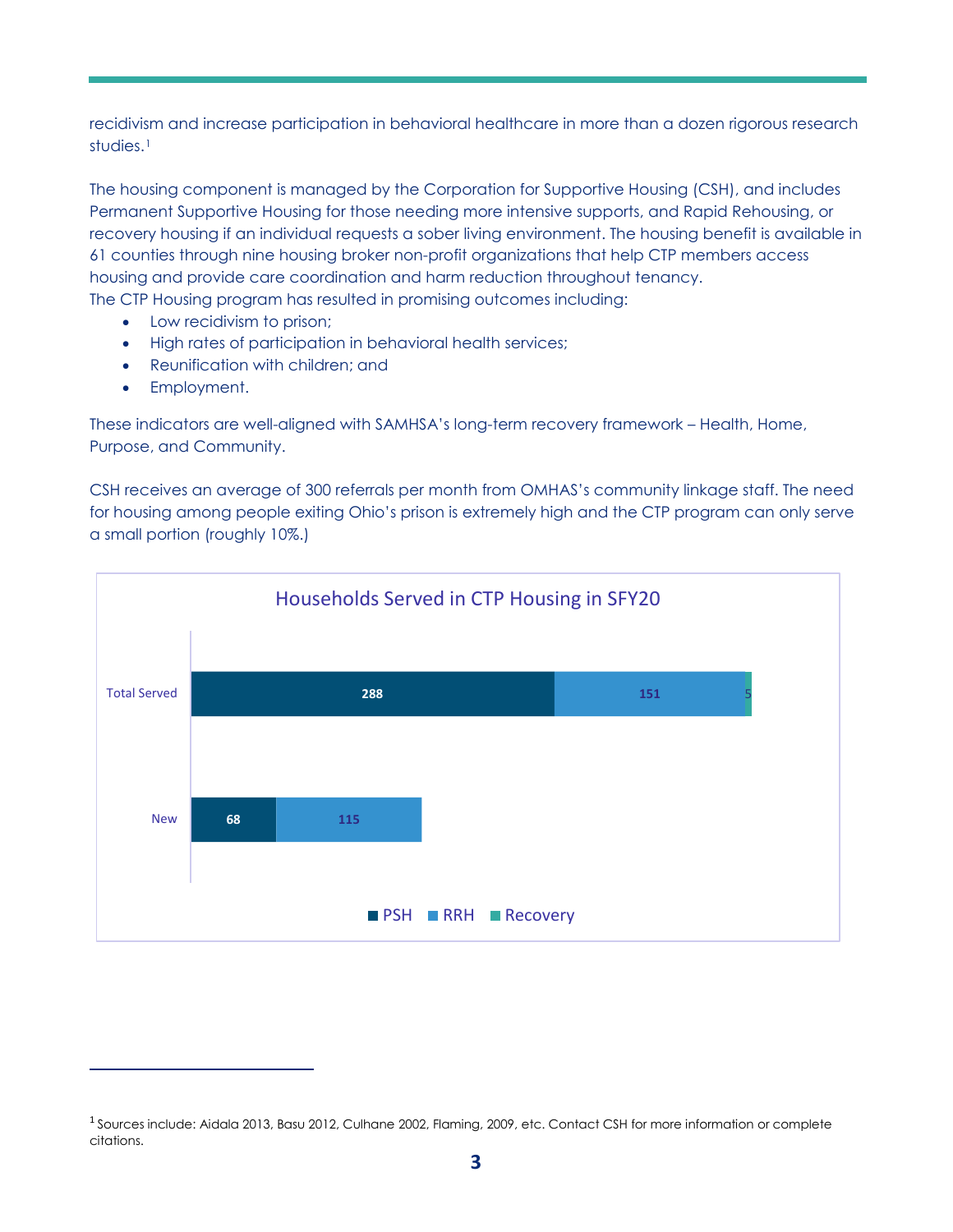recidivism and increase participation in behavioral healthcare in more than a dozen rigorous research studies.[1]

The housing component is managed by the Corporation for Supportive Housing (CSH), and includes Permanent Supportive Housing for those needing more intensive supports, and Rapid Rehousing, or recovery housing if an individual requests a sober living environment. The housing benefit is available in 61 counties through nine housing broker non-profit organizations that help CTP members access housing and provide care coordination and harm reduction throughout tenancy.
The CTP Housing program has resulted in promising outcomes including:

- Low recidivism to prison;
- High rates of participation in behavioral health services;
- Reunification with children; and
- Employment.

These indicators are well-aligned with SAMHSA's long-term recovery framework – Health, Home, Purpose, and Community.

CSH receives an average of 300 referrals per month from OMHAS's community linkage staff. The need for housing among people exiting Ohio's prison is extremely high and the CTP program can only serve a small portion (roughly 10%.)

**Households Served in CTP Housing in SFY20**

| | PSH | RRH | Recovery |
|---|---|---|---|
| Total Served | 288 | 151 | 5 |
| New | 68 | 115 | |

[1] Sources include: Aidala 2013, Basu 2012, Culhane 2002, Flaming, 2009, etc. Contact CSH for more information or complete citations.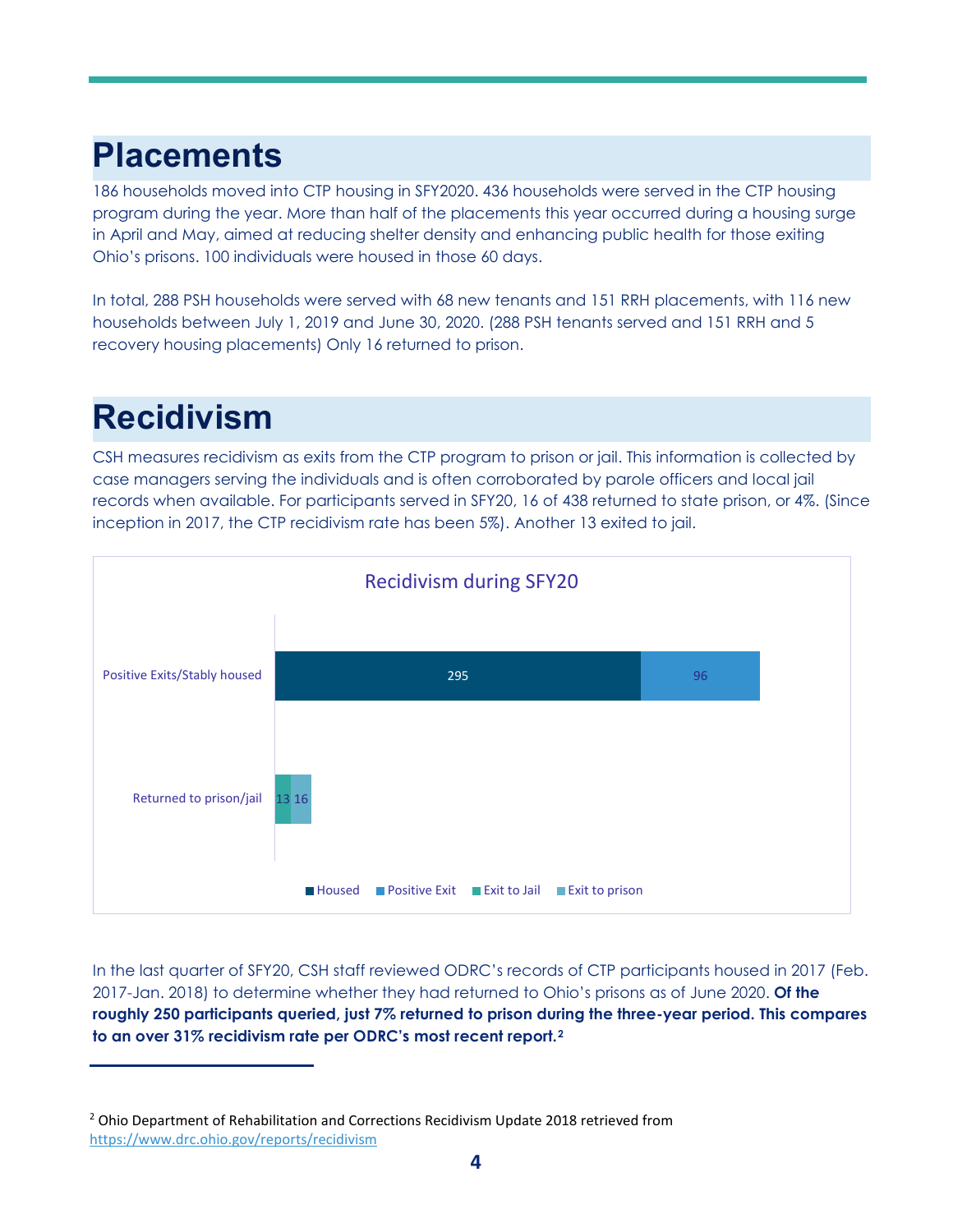# Placements

186 households moved into CTP housing in SFY2020. 436 households were served in the CTP housing program during the year. More than half of the placements this year occurred during a housing surge in April and May, aimed at reducing shelter density and enhancing public health for those exiting Ohio's prisons. 100 individuals were housed in those 60 days.

In total, 288 PSH households were served with 68 new tenants and 151 RRH placements, with 116 new households between July 1, 2019 and June 30, 2020. (288 PSH tenants served and 151 RRH and 5 recovery housing placements) Only 16 returned to prison.

# Recidivism

CSH measures recidivism as exits from the CTP program to prison or jail. This information is collected by case managers serving the individuals and is often corroborated by parole officers and local jail records when available. For participants served in SFY20, 16 of 438 returned to state prison, or 4%. (Since inception in 2017, the CTP recidivism rate has been 5%). Another 13 exited to jail.

**Recidivism during SFY20**

| | Housed | Positive Exit | Exit to Jail | Exit to prison |
|---|---|---|---|---|
| Positive Exits/Stably housed | 295 | 96 | | |
| Returned to prison/jail | | | 13 | 16 |

In the last quarter of SFY20, CSH staff reviewed ODRC's records of CTP participants housed in 2017 (Feb. 2017-Jan. 2018) to determine whether they had returned to Ohio's prisons as of June 2020. **Of the roughly 250 participants queried, just 7% returned to prison during the three-year period. This compares to an over 31% recidivism rate per ODRC's most recent report.[2]**

---

[2] Ohio Department of Rehabilitation and Corrections Recidivism Update 2018 retrieved from https://www.drc.ohio.gov/reports/recidivism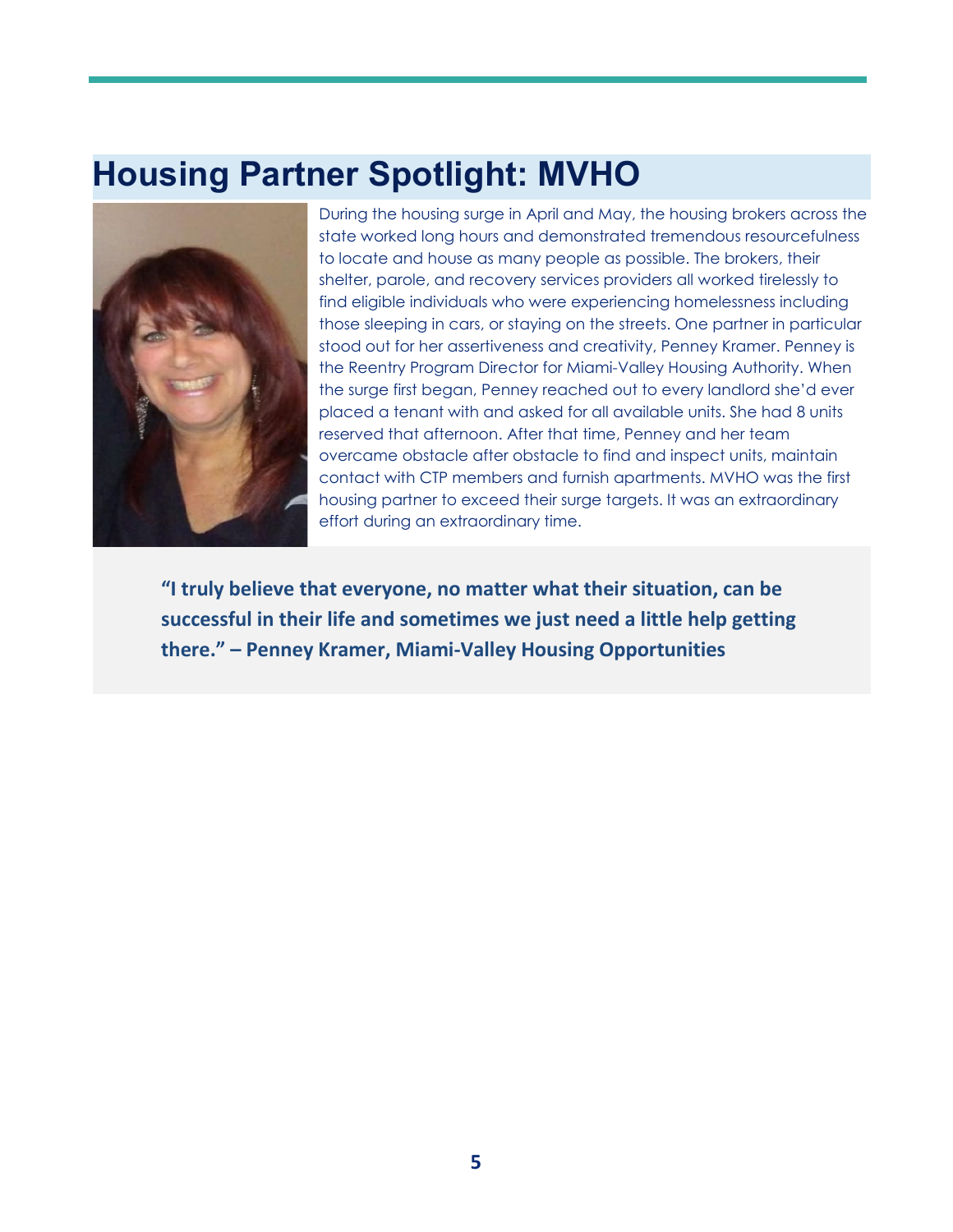## Housing Partner Spotlight: MVHO

During the housing surge in April and May, the housing brokers across the state worked long hours and demonstrated tremendous resourcefulness to locate and house as many people as possible. The brokers, their shelter, parole, and recovery services providers all worked tirelessly to find eligible individuals who were experiencing homelessness including those sleeping in cars, or staying on the streets. One partner in particular stood out for her assertiveness and creativity, Penney Kramer. Penney is the Reentry Program Director for Miami-Valley Housing Authority. When the surge first began, Penney reached out to every landlord she'd ever placed a tenant with and asked for all available units. She had 8 units reserved that afternoon. After that time, Penney and her team overcame obstacle after obstacle to find and inspect units, maintain contact with CTP members and furnish apartments. MVHO was the first housing partner to exceed their surge targets. It was an extraordinary effort during an extraordinary time.

**"I truly believe that everyone, no matter what their situation, can be successful in their life and sometimes we just need a little help getting there." – Penney Kramer, Miami-Valley Housing Opportunities**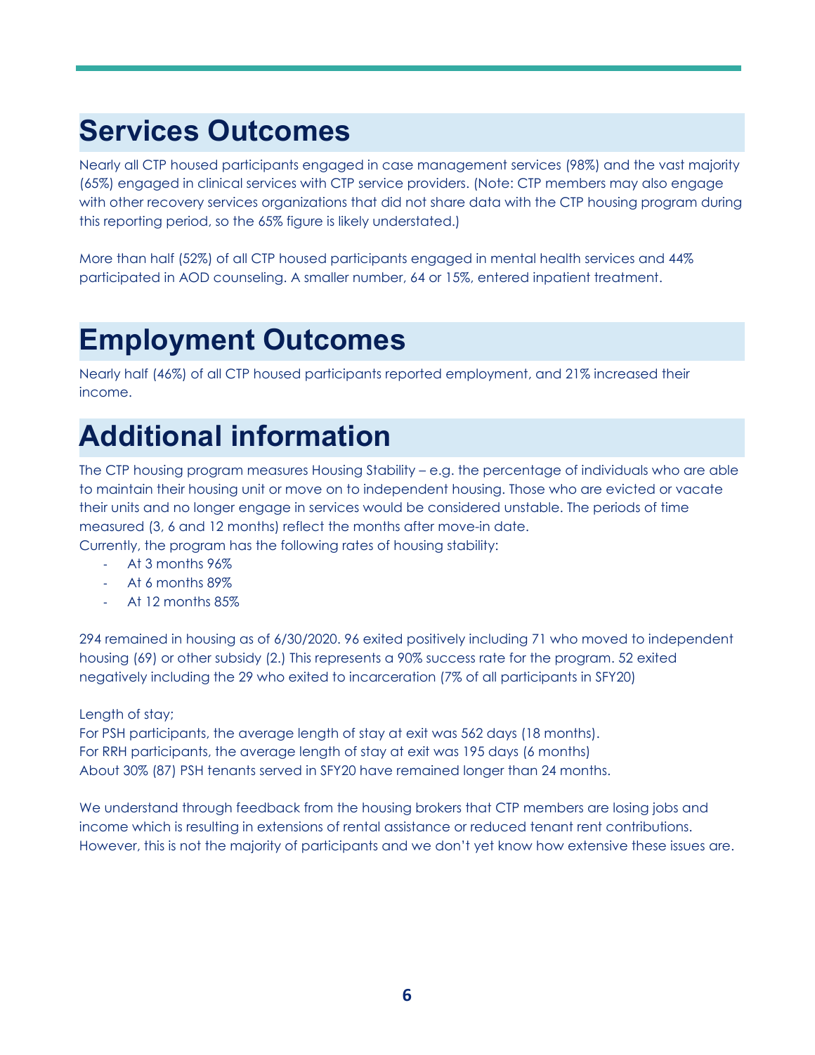# Services Outcomes

Nearly all CTP housed participants engaged in case management services (98%) and the vast majority (65%) engaged in clinical services with CTP service providers. (Note: CTP members may also engage with other recovery services organizations that did not share data with the CTP housing program during this reporting period, so the 65% figure is likely understated.)

More than half (52%) of all CTP housed participants engaged in mental health services and 44% participated in AOD counseling. A smaller number, 64 or 15%, entered inpatient treatment.

# Employment Outcomes

Nearly half (46%) of all CTP housed participants reported employment, and 21% increased their income.

# Additional information

The CTP housing program measures Housing Stability – e.g. the percentage of individuals who are able to maintain their housing unit or move on to independent housing. Those who are evicted or vacate their units and no longer engage in services would be considered unstable. The periods of time measured (3, 6 and 12 months) reflect the months after move-in date.
Currently, the program has the following rates of housing stability:

- At 3 months 96%
- At 6 months 89%
- At 12 months 85%

294 remained in housing as of 6/30/2020. 96 exited positively including 71 who moved to independent housing (69) or other subsidy (2.) This represents a 90% success rate for the program. 52 exited negatively including the 29 who exited to incarceration (7% of all participants in SFY20)

Length of stay;
For PSH participants, the average length of stay at exit was 562 days (18 months).
For RRH participants, the average length of stay at exit was 195 days (6 months)
About 30% (87) PSH tenants served in SFY20 have remained longer than 24 months.

We understand through feedback from the housing brokers that CTP members are losing jobs and income which is resulting in extensions of rental assistance or reduced tenant rent contributions. However, this is not the majority of participants and we don't yet know how extensive these issues are.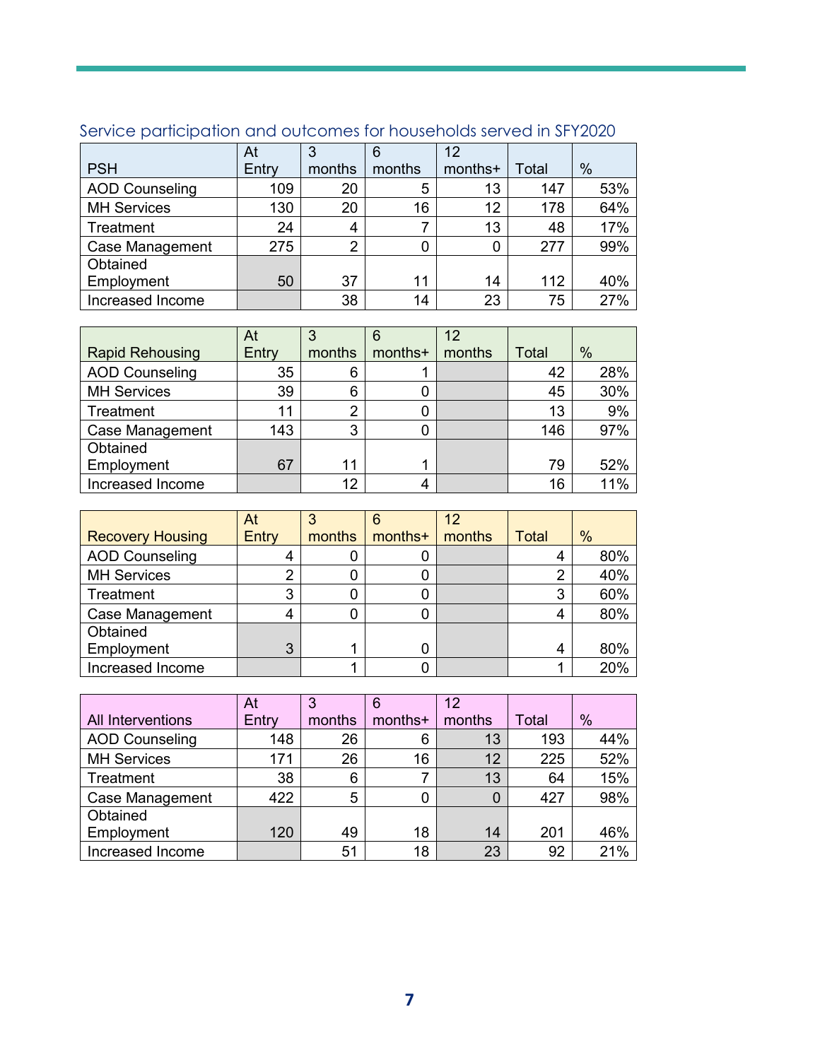## Service participation and outcomes for households served in SFY2020

| PSH | At Entry | 3 months | 6 months | 12 months+ | Total | % |
|---|---|---|---|---|---|---|
| AOD Counseling | 109 | 20 | 5 | 13 | 147 | 53% |
| MH Services | 130 | 20 | 16 | 12 | 178 | 64% |
| Treatment | 24 | 4 | 7 | 13 | 48 | 17% |
| Case Management | 275 | 2 | 0 | 0 | 277 | 99% |
| Obtained Employment | 50 | 37 | 11 | 14 | 112 | 40% |
| Increased Income | | 38 | 14 | 23 | 75 | 27% |

| Rapid Rehousing | At Entry | 3 months | 6 months+ | 12 months | Total | % |
|---|---|---|---|---|---|---|
| AOD Counseling | 35 | 6 | 1 | | 42 | 28% |
| MH Services | 39 | 6 | 0 | | 45 | 30% |
| Treatment | 11 | 2 | 0 | | 13 | 9% |
| Case Management | 143 | 3 | 0 | | 146 | 97% |
| Obtained Employment | 67 | 11 | 1 | | 79 | 52% |
| Increased Income | | 12 | 4 | | 16 | 11% |

| Recovery Housing | At Entry | 3 months | 6 months+ | 12 months | Total | % |
|---|---|---|---|---|---|---|
| AOD Counseling | 4 | 0 | 0 | | 4 | 80% |
| MH Services | 2 | 0 | 0 | | 2 | 40% |
| Treatment | 3 | 0 | 0 | | 3 | 60% |
| Case Management | 4 | 0 | 0 | | 4 | 80% |
| Obtained Employment | 3 | 1 | 0 | | 4 | 80% |
| Increased Income | | 1 | 0 | | 1 | 20% |

| All Interventions | At Entry | 3 months | 6 months+ | 12 months | Total | % |
|---|---|---|---|---|---|---|
| AOD Counseling | 148 | 26 | 6 | 13 | 193 | 44% |
| MH Services | 171 | 26 | 16 | 12 | 225 | 52% |
| Treatment | 38 | 6 | 7 | 13 | 64 | 15% |
| Case Management | 422 | 5 | 0 | 0 | 427 | 98% |
| Obtained Employment | 120 | 49 | 18 | 14 | 201 | 46% |
| Increased Income | | 51 | 18 | 23 | 92 | 21% |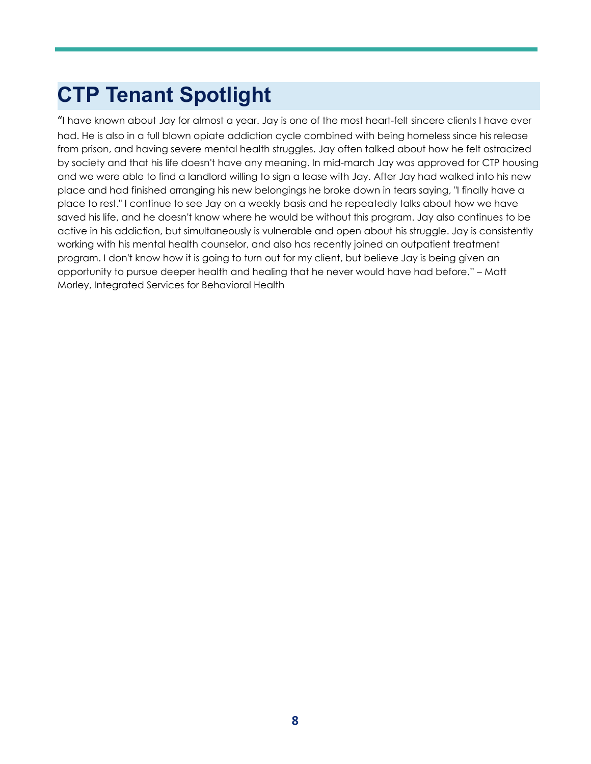# CTP Tenant Spotlight

"I have known about Jay for almost a year. Jay is one of the most heart-felt sincere clients I have ever had. He is also in a full blown opiate addiction cycle combined with being homeless since his release from prison, and having severe mental health struggles. Jay often talked about how he felt ostracized by society and that his life doesn't have any meaning. In mid-march Jay was approved for CTP housing and we were able to find a landlord willing to sign a lease with Jay. After Jay had walked into his new place and had finished arranging his new belongings he broke down in tears saying, "I finally have a place to rest." I continue to see Jay on a weekly basis and he repeatedly talks about how we have saved his life, and he doesn't know where he would be without this program. Jay also continues to be active in his addiction, but simultaneously is vulnerable and open about his struggle. Jay is consistently working with his mental health counselor, and also has recently joined an outpatient treatment program. I don't know how it is going to turn out for my client, but believe Jay is being given an opportunity to pursue deeper health and healing that he never would have had before." – Matt Morley, Integrated Services for Behavioral Health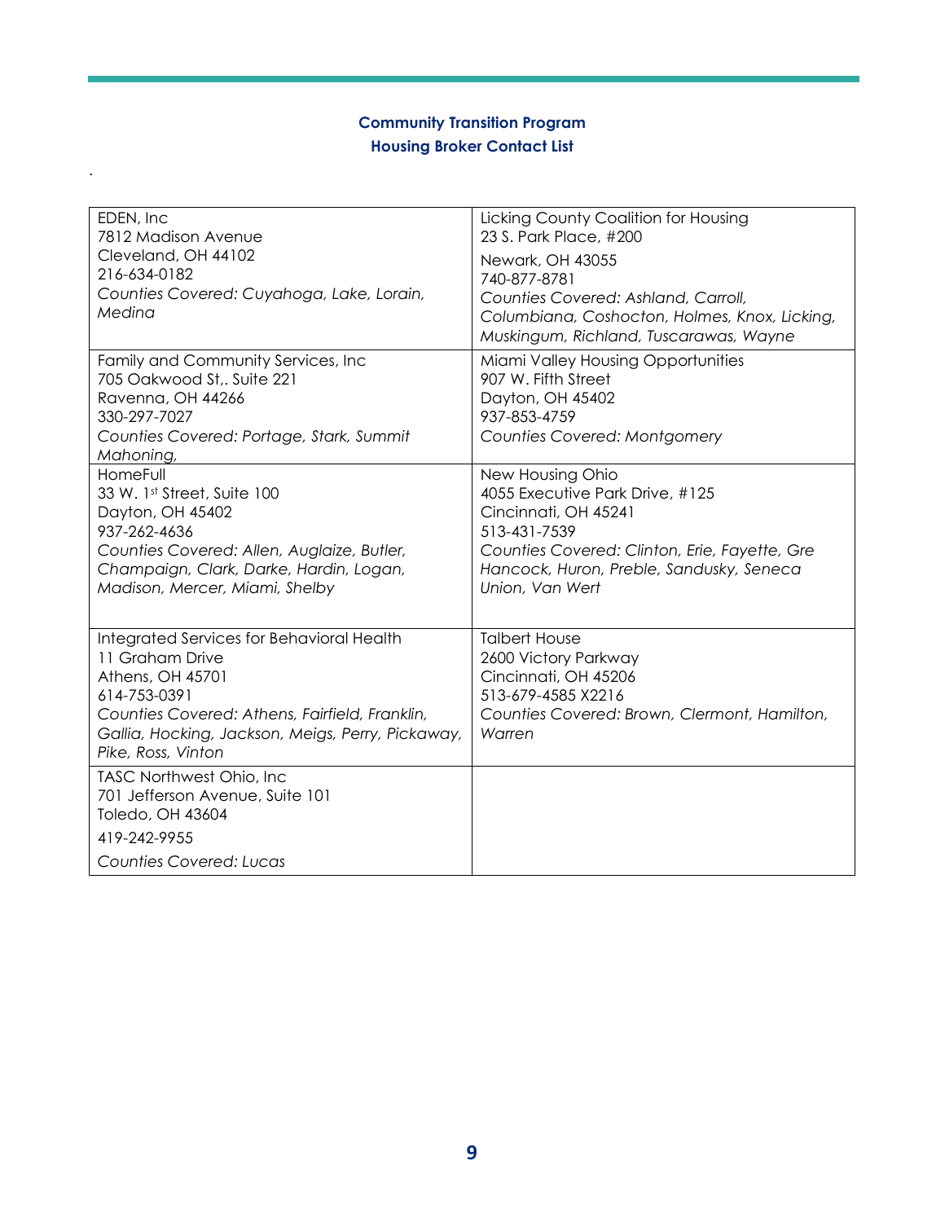**Community Transition Program**
**Housing Broker Contact List**

.

| | |
|---|---|
| EDEN, Inc<br>7812 Madison Avenue<br>Cleveland, OH 44102<br>216-634-0182<br>*Counties Covered: Cuyahoga, Lake, Lorain, Medina* | Licking County Coalition for Housing<br>23 S. Park Place, #200<br>Newark, OH 43055<br>740-877-8781<br>*Counties Covered: Ashland, Carroll, Columbiana, Coshocton, Holmes, Knox, Licking, Muskingum, Richland, Tuscarawas, Wayne* |
| Family and Community Services, Inc<br>705 Oakwood St,. Suite 221<br>Ravenna, OH 44266<br>330-297-7027<br>*Counties Covered: Portage, Stark, Summit Mahoning,* | Miami Valley Housing Opportunities<br>907 W. Fifth Street<br>Dayton, OH 45402<br>937-853-4759<br>*Counties Covered: Montgomery* |
| HomeFull<br>33 W. 1st Street, Suite 100<br>Dayton, OH 45402<br>937-262-4636<br>*Counties Covered: Allen, Auglaize, Butler, Champaign, Clark, Darke, Hardin, Logan, Madison, Mercer, Miami, Shelby* | New Housing Ohio<br>4055 Executive Park Drive, #125<br>Cincinnati, OH 45241<br>513-431-7539<br>*Counties Covered: Clinton, Erie, Fayette, Gre Hancock, Huron, Preble, Sandusky, Seneca Union, Van Wert* |
| Integrated Services for Behavioral Health<br>11 Graham Drive<br>Athens, OH 45701<br>614-753-0391<br>*Counties Covered: Athens, Fairfield, Franklin, Gallia, Hocking, Jackson, Meigs, Perry, Pickaway, Pike, Ross, Vinton* | Talbert House<br>2600 Victory Parkway<br>Cincinnati, OH 45206<br>513-679-4585 X2216<br>*Counties Covered: Brown, Clermont, Hamilton, Warren* |
| TASC Northwest Ohio, Inc<br>701 Jefferson Avenue, Suite 101<br>Toledo, OH 43604<br>419-242-9955<br>*Counties Covered: Lucas* | |